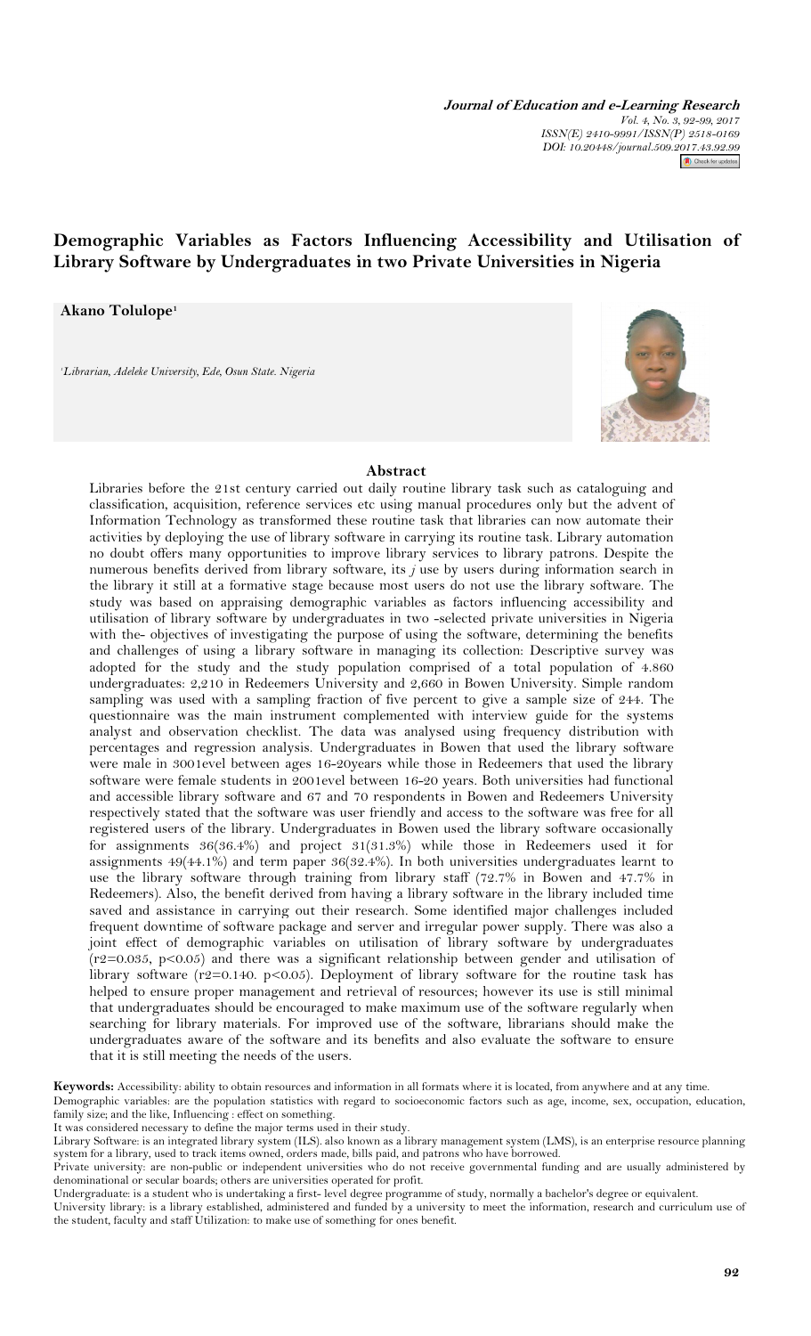# Demographic Variables as Factors Influencing Accessibility and Utilisation of Library Software by Undergraduates in two Private Universities in Nigeria

**Akano Tolulope**[1]

[1]Librarian, Adeleke University, Ede, Osun State. Nigeria

## Abstract

Libraries before the 21st century carried out daily routine library task such as cataloguing and classification, acquisition, reference services etc using manual procedures only but the advent of Information Technology as transformed these routine task that libraries can now automate their activities by deploying the use of library software in carrying its routine task. Library automation no doubt offers many opportunities to improve library services to library patrons. Despite the numerous benefits derived from library software, its *j* use by users during information search in the library it still at a formative stage because most users do not use the library software. The study was based on appraising demographic variables as factors influencing accessibility and utilisation of library software by undergraduates in two -selected private universities in Nigeria with the- objectives of investigating the purpose of using the software, determining the benefits and challenges of using a library software in managing its collection: Descriptive survey was adopted for the study and the study population comprised of a total population of 4.860 undergraduates: 2,210 in Redeemers University and 2,660 in Bowen University. Simple random sampling was used with a sampling fraction of five percent to give a sample size of 244. The questionnaire was the main instrument complemented with interview guide for the systems analyst and observation checklist. The data was analysed using frequency distribution with percentages and regression analysis. Undergraduates in Bowen that used the library software were male in 3001evel between ages 16-20years while those in Redeemers that used the library software were female students in 2001evel between 16-20 years. Both universities had functional and accessible library software and 67 and 70 respondents in Bowen and Redeemers University respectively stated that the software was user friendly and access to the software was free for all registered users of the library. Undergraduates in Bowen used the library software occasionally for assignments 36(36.4%) and project 31(31.3%) while those in Redeemers used it for assignments 49(44.1%) and term paper 36(32.4%). In both universities undergraduates learnt to use the library software through training from library staff (72.7% in Bowen and 47.7% in Redeemers). Also, the benefit derived from having a library software in the library included time saved and assistance in carrying out their research. Some identified major challenges included frequent downtime of software package and server and irregular power supply. There was also a joint effect of demographic variables on utilisation of library software by undergraduates ($r2=0.035$, $p<0.05$) and there was a significant relationship between gender and utilisation of library software ($r2=0.140$. $p<0.05$). Deployment of library software for the routine task has helped to ensure proper management and retrieval of resources; however its use is still minimal that undergraduates should be encouraged to make maximum use of the software regularly when searching for library materials. For improved use of the software, librarians should make the undergraduates aware of the software and its benefits and also evaluate the software to ensure that it is still meeting the needs of the users.

**Keywords:** Accessibility: ability to obtain resources and information in all formats where it is located, from anywhere and at any time.
Demographic variables: are the population statistics with regard to socioeconomic factors such as age, income, sex, occupation, education, family size; and the like, Influencing : effect on something.
It was considered necessary to define the major terms used in their study.
Library Software: is an integrated library system (ILS). also known as a library management system (LMS), is an enterprise resource planning system for a library, used to track items owned, orders made, bills paid, and patrons who have borrowed.
Private university: are non-public or independent universities who do not receive governmental funding and are usually administered by denominational or secular boards; others are universities operated for profit.
Undergraduate: is a student who is undertaking a first- level degree programme of study, normally a bachelor's degree or equivalent.
University library: is a library established, administered and funded by a university to meet the information, research and curriculum use of the student, faculty and staff Utilization: to make use of something for ones benefit.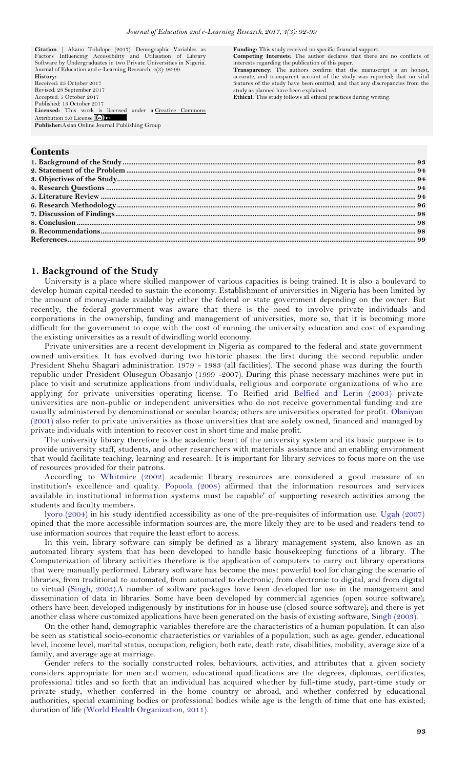**Citation** | Akano Tolulope (2017). Demographic Variables as Factors Influencing Accessibility and Utilisation of Library Software by Undergraduates in two Private Universities in Nigeria. Journal of Education and e-Learning Research, 4(3): 92-99.

**History:**
Received: 25 October 2017
Revised: 28 September 2017
Accepted: 5 October 2017
Published: 13 October 2017

**Licensed:** This work is licensed under a Creative Commons Attribution 3.0 License

**Publisher:** Asian Online Journal Publishing Group

**Funding:** This study received no specific financial support.

**Competing Interests:** The author declares that there are no conflicts of interests regarding the publication of this paper.

**Transparency:** The authors confirm that the manuscript is an honest, accurate, and transparent account of the study was reported; that no vital features of the study have been omitted; and that any discrepancies from the study as planned have been explained.

**Ethical:** This study follows all ethical practices during writing.

## Contents

| | |
|---|---|
| **1. Background of the Study** | **93** |
| **2. Statement of the Problem** | **94** |
| **3. Objectives of the Study** | **94** |
| **4. Research Questions** | **94** |
| **5. Literature Review** | **94** |
| **6. Research Methodology** | **96** |
| **7. Discussion of Findings** | **98** |
| **8. Conclusion** | **98** |
| **9. Recommendations** | **98** |
| **References** | **99** |

## 1. Background of the Study

University is a place where skilled manpower of various capacities is being trained. It is also a boulevard to develop human capital needed to sustain the economy. Establishment of universities in Nigeria has been limited by the amount of money-made available by either the federal or state government depending on the owner. But recently, the federal government was aware that there is the need to involve private individuals and corporations in the ownership, funding and management of universities, more so, that it is becoming more difficult for the government to cope with the cost of running the university education and cost of expanding the existing universities as a result of dwindling world economy.

Private universities are a recent development in Nigeria as compared to the federal and state government owned universities. It has evolved during two historic phases: the first during the second republic under President Shehu Shagari administration 1979 - 1983 (all facilities). The second phase was during the fourth republic under President Olusegun Obasanjo (1999 -2007). During this phase necessary machines were put in place to visit and scrutinize applications from individuals, religious and corporate organizations of who are applying for private universities operating license. To Reified arid Belfied and Lerin (2003) private universities are non-public or independent universities who do not receive governmental funding and are usually administered by denominational or secular boards; others are universities operated for profit. Olaniyan (2001) also refer to private universities as those universities that are solely owned, financed and managed by private individuals with intention to recover cost in short time and make profit.

The university library therefore is the academic heart of the university system and its basic purpose is to provide university staff, students, and other researchers with materials assistance and an enabling environment that would facilitate teaching, learning and research. It is important for library services to focus more on the use of resources provided for their patrons.

According to Whitmire (2002) academic library resources are considered a good measure of an institution's excellence and quality. Popoola (2008) affirmed that the information resources and services available in institutional information systems must be capable' of supporting research activities among the students and faculty members.

lyoro (2004) in his study identified accessibility as one of the pre-requisites of information use. Ugah (2007) opined that the more accessible information sources are, the more likely they are to be used and readers tend to use information sources that require the least effort to access.

In this vein, library software can simply be defined as a library management system, also known as an automated library system that has been developed to handle basic housekeeping functions of a library. The Computerization of library activities therefore is the application of computers to carry out library operations that were manually performed. Library software has become the most powerful tool for changing the scenario of libraries, from traditional to automated, from automated to electronic, from electronic to digital, and from digital to virtual (Singh, 2003).A number of software packages have been developed for use in the management and dissemination of data in libraries. Some have been developed by commercial agencies (open source software); others have been developed indigenously by institutions for in house use (closed source software); and there is yet another class where customized applications have been generated on the basis of existing software, Singh (2003).

On the other hand, demographic variables therefore are the characteristics of a human population. It can also be seen as statistical socio-economic characteristics or variables of a population, such as age, gender, educational level, income level, marital status, occupation, religion, both rate, death rate, disabilities, mobility, average size of a family, and average age at marriage.

Gender refers to the socially constructed roles, behaviours, activities, and attributes that a given society considers appropriate for men and women, educational qualifications are the degrees, diplomas, certificates, professional titles and so forth that an individual has acquired whether by full-time study, part-time study or private study, whether conferred in the home country or abroad, and whether conferred by educational authorities, special examining bodies or professional bodies while age is the length of time that one has existed; duration of life (World Health Organization, 2011).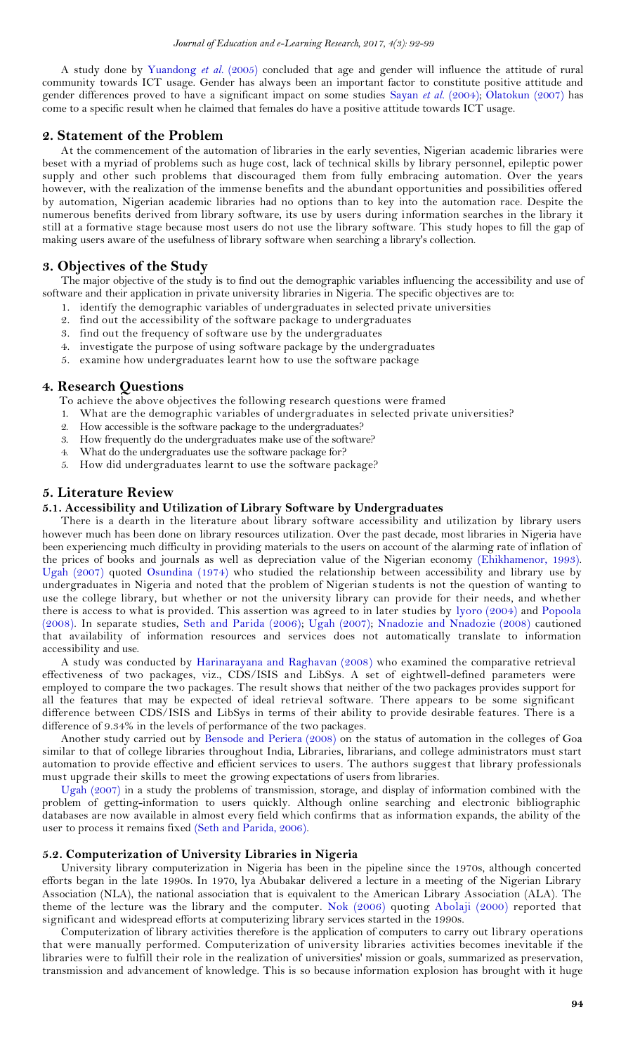A study done by Yuandong *et al.* (2005) concluded that age and gender will influence the attitude of rural community towards ICT usage. Gender has always been an important factor to constitute positive attitude and gender differences proved to have a significant impact on some studies Sayan *et al.* (2004); Olatokun (2007) has come to a specific result when he claimed that females do have a positive attitude towards ICT usage.

## 2. Statement of the Problem

At the commencement of the automation of libraries in the early seventies, Nigerian academic libraries were beset with a myriad of problems such as huge cost, lack of technical skills by library personnel, epileptic power supply and other such problems that discouraged them from fully embracing automation. Over the years however, with the realization of the immense benefits and the abundant opportunities and possibilities offered by automation, Nigerian academic libraries had no options than to key into the automation race. Despite the numerous benefits derived from library software, its use by users during information searches in the library it still at a formative stage because most users do not use the library software. This study hopes to fill the gap of making users aware of the usefulness of library software when searching a library's collection.

## 3. Objectives of the Study

The major objective of the study is to find out the demographic variables influencing the accessibility and use of software and their application in private university libraries in Nigeria. The specific objectives are to:

1. identify the demographic variables of undergraduates in selected private universities
2. find out the accessibility of the software package to undergraduates
3. find out the frequency of software use by the undergraduates
4. investigate the purpose of using software package by the undergraduates
5. examine how undergraduates learnt how to use the software package

## 4. Research Questions

To achieve the above objectives the following research questions were framed

1. What are the demographic variables of undergraduates in selected private universities?
2. How accessible is the software package to the undergraduates?
3. How frequently do the undergraduates make use of the software?
4. What do the undergraduates use the software package for?
5. How did undergraduates learnt to use the software package?

## 5. Literature Review

### 5.1. Accessibility and Utilization of Library Software by Undergraduates

There is a dearth in the literature about library software accessibility and utilization by library users however much has been done on library resources utilization. Over the past decade, most libraries in Nigeria have been experiencing much difficulty in providing materials to the users on account of the alarming rate of inflation of the prices of books and journals as well as depreciation value of the Nigerian economy (Ehikhamenor, 1993). Ugah (2007) quoted Osundina (1974) who studied the relationship between accessibility and library use by undergraduates in Nigeria and noted that the problem of Nigerian students is not the question of wanting to use the college library, but whether or not the university library can provide for their needs, and whether there is access to what is provided. This assertion was agreed to in later studies by Iyoro (2004) and Popoola (2008). In separate studies, Seth and Parida (2006); Ugah (2007); Nnadozie and Nnadozie (2008) cautioned that availability of information resources and services does not automatically translate to information accessibility and use.

A study was conducted by Harinarayana and Raghavan (2008) who examined the comparative retrieval effectiveness of two packages, viz., CDS/ISIS and LibSys. A set of eightwell-defined parameters were employed to compare the two packages. The result shows that neither of the two packages provides support for all the features that may be expected of ideal retrieval software. There appears to be some significant difference between CDS/ISIS and LibSys in terms of their ability to provide desirable features. There is a difference of 9.34% in the levels of performance of the two packages.

Another study carried out by Bensode and Periera (2008) on the status of automation in the colleges of Goa similar to that of college libraries throughout India, Libraries, librarians, and college administrators must start automation to provide effective and efficient services to users. The authors suggest that library professionals must upgrade their skills to meet the growing expectations of users from libraries.

Ugah (2007) in a study the problems of transmission, storage, and display of information combined with the problem of getting-information to users quickly. Although online searching and electronic bibliographic databases are now available in almost every field which confirms that as information expands, the ability of the user to process it remains fixed (Seth and Parida, 2006).

### 5.2. Computerization of University Libraries in Nigeria

University library computerization in Nigeria has been in the pipeline since the 1970s, although concerted efforts began in the late 1990s. In 1970, Iya Abubakar delivered a lecture in a meeting of the Nigerian Library Association (NLA), the national association that is equivalent to the American Library Association (ALA). The theme of the lecture was the library and the computer. Nok (2006) quoting Abolaji (2000) reported that significant and widespread efforts at computerizing library services started in the 1990s.

Computerization of library activities therefore is the application of computers to carry out library operations that were manually performed. Computerization of university libraries activities becomes inevitable if the libraries were to fulfill their role in the realization of universities' mission or goals, summarized as preservation, transmission and advancement of knowledge. This is so because information explosion has brought with it huge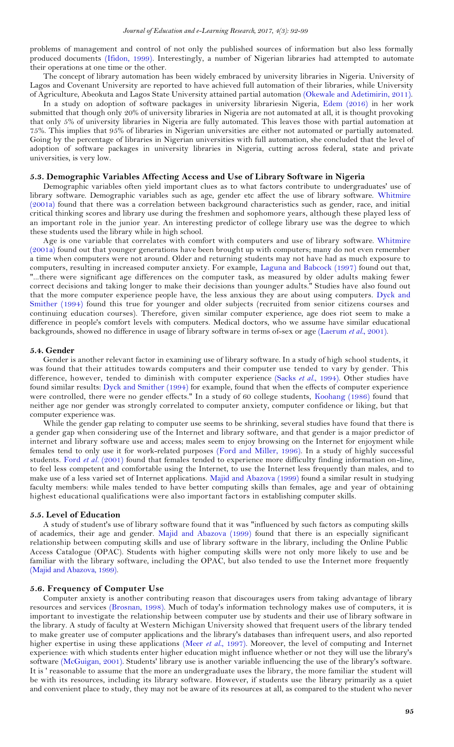problems of management and control of not only the published sources of information but also less formally produced documents (Ifidon, 1999). Interestingly, a number of Nigerian libraries had attempted to automate their operations at one time or the other.

The concept of library automation has been widely embraced by university libraries in Nigeria. University of Lagos and Covenant University are reported to have achieved full automation of their libraries, while University of Agriculture, Abeokuta and Lagos State University attained partial automation (Okewale and Adetimirin, 2011).

In a study on adoption of software packages in university librariesin Nigeria, Edem (2016) in her work submitted that though only 20% of university libraries in Nigeria are not automated at all, it is thought provoking that only 5% of university libraries in Nigeria are fully automated. This leaves those with partial automation at 75%. This implies that 95% of libraries in Nigerian universities are either not automated or partially automated. Going by the percentage of libraries in Nigerian universities with full automation, she concluded that the level of adoption of software packages in university libraries in Nigeria, cutting across federal, state and private universities, is very low.

### 5.3. Demographic Variables Affecting Access and Use of Library Software in Nigeria

Demographic variables often yield important clues as to what factors contribute to undergraduates' use of library software. Demographic variables such as age, gender etc affect the use of library software. Whitmire (2001a) found that there was a correlation between background characteristics such as gender, race, and initial critical thinking scores and library use during the freshmen and sophomore years, although these played less of an important role in the junior year. An interesting predictor of college library use was the degree to which these students used the library while in high school.

Age is one variable that correlates with comfort with computers and use of library software. Whitmire (2001a) found out that younger generations have been brought up with computers; many do not even remember a time when computers were not around. Older and returning students may not have had as much exposure to computers, resulting in increased computer anxiety. For example, Laguna and Babcock (1997) found out that, "...there were significant age differences on the computer task, as measured by older adults making fewer correct decisions and taking longer to make their decisions than younger adults." Studies have also found out that the more computer experience people have, the less anxious they are about using computers. Dyck and Smither (1994) found this true for younger and older subjects (recruited from senior citizens courses and continuing education courses). Therefore, given similar computer experience, age does riot seem to make a difference in people's comfort levels with computers. Medical doctors, who we assume have similar educational backgrounds, showed no difference in usage of library software in terms of-sex or age (Laerum *et al*., 2001).

### 5.4. Gender

Gender is another relevant factor in examining use of library software. In a study of high school students, it was found that their attitudes towards computers and their computer use tended to vary by gender. This difference, however, tended to diminish with computer experience (Sacks *et al*., 1994). Other studies have found similar results: Dyck and Smither (1994) for example, found that when the effects of computer experience were controlled, there were no gender effects." In a study of 60 college students, Koohang (1986) found that neither age nor gender was strongly correlated to computer anxiety, computer confidence or liking, but that computer experience was.

While the gender gap relating to computer use seems to be shrinking, several studies have found that there is a gender gap when considering use of the Internet and library software, and that gender is a major predictor of internet and library software use and access; males seem to enjoy browsing on the Internet for enjoyment while females tend to only use it for work-related purposes (Ford and Miller, 1996). In a study of highly successful students. Ford *et al*. (2001) found that females tended to experience more difficulty finding information on-line, to feel less competent and comfortable using the Internet, to use the Internet less frequently than males, and to make use of a less varied set of Internet applications. Majid and Abazova (1999) found a similar result in studying faculty members: while males tended to have better computing skills than females, age and year of obtaining highest educational qualifications were also important factors in establishing computer skills.

### 5.5. Level of Education

A study of student's use of library software found that it was "influenced by such factors as computing skills of academics, their age and gender. Majid and Abazova (1999) found that there is an especially significant relationship between computing skills and use of library software in the library, including the Online Public Access Catalogue (OPAC). Students with higher computing skills were not only more likely to use and be familiar with the library software, including the OPAC, but also tended to use the Internet more frequently (Majid and Abazova, 1999).

### 5.6. Frequency of Computer Use

Computer anxiety is another contributing reason that discourages users from taking advantage of library resources and services (Brosnan, 1998). Much of today's information technology makes use of computers, it is important to investigate the relationship between computer use by students and their use of library software in the library. A study of faculty at Western Michigan University showed that frequent users of the library tended to make greater use of computer applications and the library's databases than infrequent users, and also reported higher expertise in using these applications (Meer *et al*., 1997). Moreover, the level of computing and Internet experience: with which students enter higher education might influence whether or not they will use the library's software (McGuigan, 2001). Students' library use is another variable influencing the use of the library's software. It is ' reasonable to assume that the more an undergraduate uses the library, the more familiar the student will be with its resources, including its library software. However, if students use the library primarily as a quiet and convenient place to study, they may not be aware of its resources at all, as compared to the student who never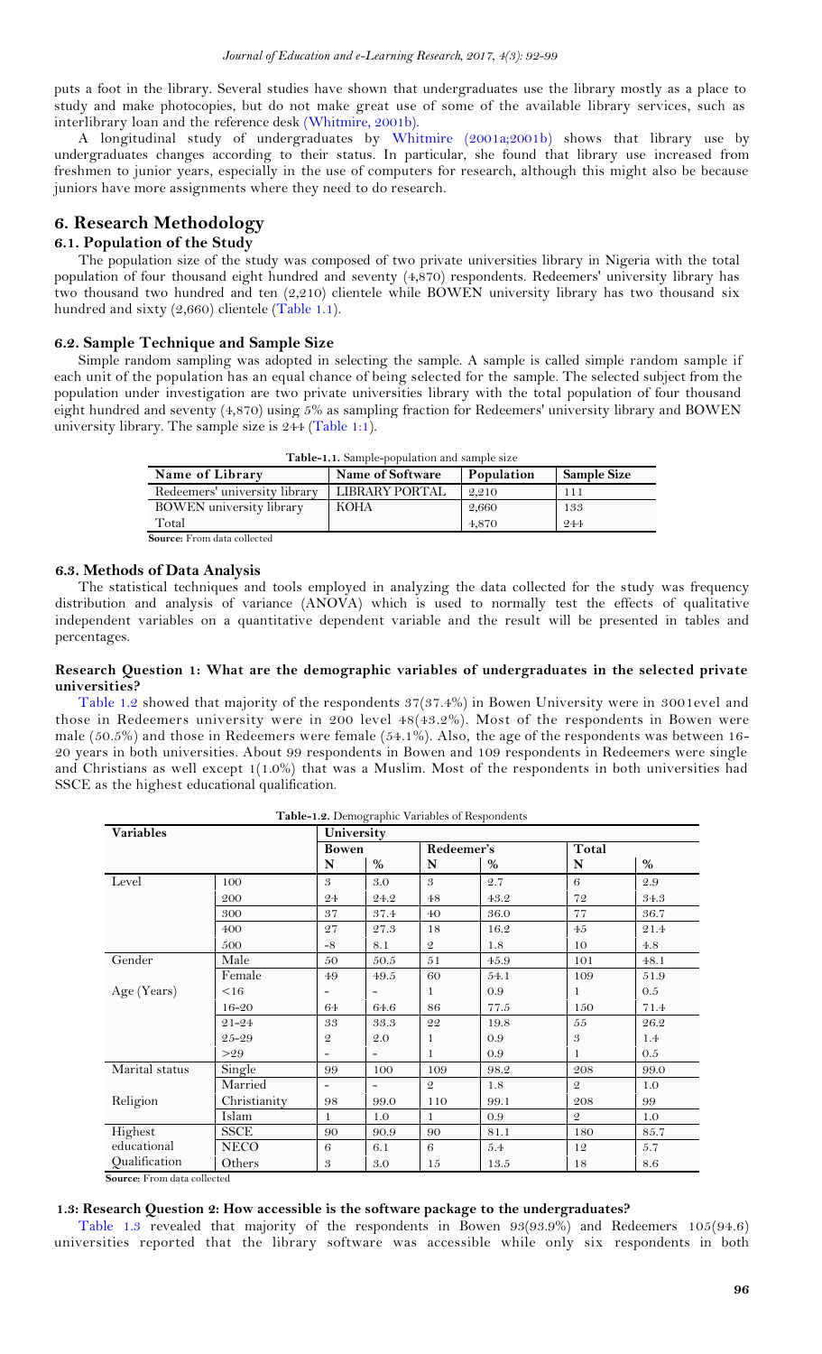puts a foot in the library. Several studies have shown that undergraduates use the library mostly as a place to study and make photocopies, but do not make great use of some of the available library services, such as interlibrary loan and the reference desk (Whitmire, 2001b).

A longitudinal study of undergraduates by Whitmire (2001a;2001b) shows that library use by undergraduates changes according to their status. In particular, she found that library use increased from freshmen to junior years, especially in the use of computers for research, although this might also be because juniors have more assignments where they need to do research.

## 6. Research Methodology

### 6.1. Population of the Study

The population size of the study was composed of two private universities library in Nigeria with the total population of four thousand eight hundred and seventy (4,870) respondents. Redeemers' university library has two thousand two hundred and ten (2,210) clientele while BOWEN university library has two thousand six hundred and sixty (2,660) clientele (Table 1.1).

### 6.2. Sample Technique and Sample Size

Simple random sampling was adopted in selecting the sample. A sample is called simple random sample if each unit of the population has an equal chance of being selected for the sample. The selected subject from the population under investigation are two private universities library with the total population of four thousand eight hundred and seventy (4,870) using 5% as sampling fraction for Redeemers' university library and BOWEN university library. The sample size is 244 (Table 1:1).

**Table-1.1.** Sample-population and sample size

| Name of Library | Name of Software | Population | Sample Size |
|---|---|---|---|
| Redeemers' university library | LIBRARY PORTAL | 2,210 | 111 |
| BOWEN university library | KOHA | 2,660 | 133 |
| Total | | 4,870 | 244 |

**Source:** From data collected

### 6.3. Methods of Data Analysis

The statistical techniques and tools employed in analyzing the data collected for the study was frequency distribution and analysis of variance (ANOVA) which is used to normally test the effects of qualitative independent variables on a quantitative dependent variable and the result will be presented in tables and percentages.

**Research Question 1: What are the demographic variables of undergraduates in the selected private universities?**

Table 1.2 showed that majority of the respondents 37(37.4%) in Bowen University were in 3001evel and those in Redeemers university were in 200 level 48(43.2%). Most of the respondents in Bowen were male (50.5%) and those in Redeemers were female (54.1%). Also, the age of the respondents was between 16-20 years in both universities. About 99 respondents in Bowen and 109 respondents in Redeemers were single and Christians as well except 1(1.0%) that was a Muslim. Most of the respondents in both universities had SSCE as the highest educational qualification.

**Table-1.2.** Demographic Variables of Respondents

| Variables | | University | | | | | |
|---|---|---|---|---|---|---|---|
| | | Bowen | | Redeemer's | | Total | |
| | | N | % | N | % | N | % |
| Level | 100 | 3 | 3.0 | 3 | 2.7 | 6 | 2.9 |
| | 200 | 24 | 24.2 | 48 | 43.2 | 72 | 34.3 |
| | 300 | 37 | 37.4 | 40 | 36.0 | 77 | 36.7 |
| | 400 | 27 | 27.3 | 18 | 16.2 | 45 | 21.4 |
| | 500 | -8 | 8.1 | 2 | 1.8 | 10 | 4.8 |
| Gender | Male | 50 | 50.5 | 51 | 45.9 | 101 | 48.1 |
| | Female | 49 | 49.5 | 60 | 54.1 | 109 | 51.9 |
| Age (Years) | <16 | - | - | 1 | 0.9 | 1 | 0.5 |
| | 16-20 | 64 | 64.6 | 86 | 77.5 | 150 | 71.4 |
| | 21-24 | 33 | 33.3 | 22 | 19.8 | 55 | 26.2 |
| | 25-29 | 2 | 2.0 | 1 | 0.9 | 3 | 1.4 |
| | >29 | - | - | 1 | 0.9 | 1 | 0.5 |
| Marital status | Single | 99 | 100 | 109 | 98.2 | 208 | 99.0 |
| | Married | - | - | 2 | 1.8 | 2 | 1.0 |
| Religion | Christianity | 98 | 99.0 | 110 | 99.1 | 208 | 99 |
| | Islam | 1 | 1.0 | 1 | 0.9 | 2 | 1.0 |
| Highest educational Qualification | SSCE | 90 | 90.9 | 90 | 81.1 | 180 | 85.7 |
| | NECO | 6 | 6.1 | 6 | 5.4 | 12 | 5.7 |
| | Others | 3 | 3.0 | 15 | 13.5 | 18 | 8.6 |

**Source:** From data collected

### 1.3: Research Question 2: How accessible is the software package to the undergraduates?

Table 1.3 revealed that majority of the respondents in Bowen 93(93.9%) and Redeemers 105(94.6) universities reported that the library software was accessible while only six respondents in both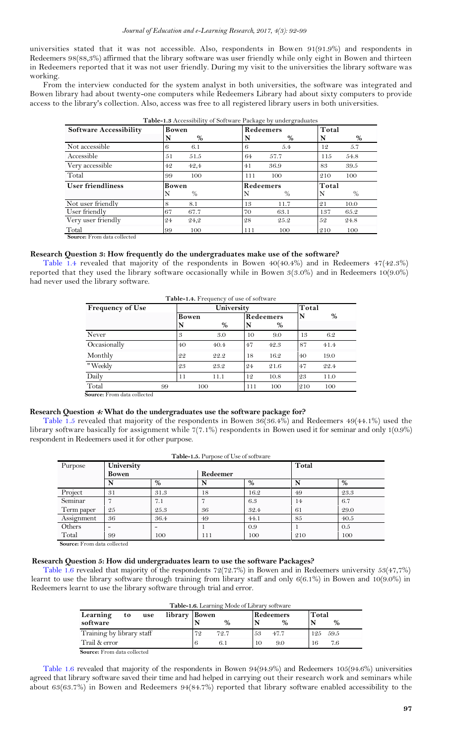universities stated that it was not accessible. Also, respondents in Bowen 91(91.9%) and respondents in Redeemers 98(88,3%) affirmed that the library software was user friendly while only eight in Bowen and thirteen in Redeemers reported that it was not user friendly. During my visit to the universities the library software was working.

From the interview conducted for the system analyst in both universities, the software was integrated and Bowen library had about twenty-one computers while Redeemers Library had about sixty computers to provide access to the library's collection. Also, access was free to all registered library users in both universities.

**Table-1.3** Accessibility of Software Package by undergraduates

| Software Accessibility | Bowen | | Redeemers | | Total | |
|---|---|---|---|---|---|---|
| | N | % | N | % | N | % |
| Not accessible | 6 | 6.1 | 6 | 5.4 | 12 | 5.7 |
| Accessible | 51 | 51.5 | 64 | 57.7 | 115 | 54.8 |
| Very accessible | 42 | 42,4 | 41 | 36.9 | 83 | 39.5 |
| Total | 99 | 100 | 111 | 100 | 210 | 100 |
| **User friendliness** | **Bowen** | | **Redeemers** | | **Total** | |
| | N | % | N | % | N | % |
| Not user friendly | 8 | 8.1 | 13 | 11.7 | 21 | 10.0 |
| User friendly | 67 | 67.7 | 70 | 63.1 | 137 | 65.2 |
| Very user friendly | 24 | 24,2 | 28 | 25.2 | 52 | 24.8 |
| Total | 99 | 100 | 111 | 100 | 210 | 100 |

**Source:** From data collected

### Research Question 3: How frequently do the undergraduates make use of the software?

Table 1.4 revealed that majority of the respondents in Bowen 40(40.4%) and in Redeemers 47(42.3%) reported that they used the library software occasionally while in Bowen 3(3.0%) and in Redeemers 10(9.0%) had never used the library software.

**Table-1.4.** Frequency of use of software

| Frequency of Use | University | | | | Total | |
|---|---|---|---|---|---|---|
| | Bowen | | Redeemers | | N | % |
| | N | % | N | % | | |
| Never | 3 | 3.0 | 10 | 9.0 | 13 | 6.2 |
| Occasionally | 40 | 40.4 | 47 | 42.3 | 87 | 41.4 |
| Monthly | 22 | 22.2 | 18 | 16.2 | 40 | 19.0 |
| " Weekly | 23 | 23.2 | 24 | 21.6 | 47 | 22.4 |
| Daily | 11 | 11.1 | 12 | 10.8 | 23 | 11.0 |
| Total | 99 | 100 | 111 | 100 | 210 | 100 |

**Source:** From data collected

### Research Question *4:* What do the undergraduates use the software package for?

Table 1.5 revealed that majority of the respondents in Bowen 36(36.4%) and Redeemers 49(44.1%) used the library software basically for assignment while 7(7.1%) respondents in Bowen used it for seminar and only 1(0.9%) respondent in Redeemers used it for other purpose.

**Table-1.5.** Purpose of Use of software

| Purpose | University | | | | Total | |
|---|---|---|---|---|---|---|
| | Bowen | | Redeemer | | | |
| | N | % | N | % | N | % |
| Project | 31 | 31.3 | 18 | 16.2 | 49 | 23.3 |
| Seminar | 7 | 7.1 | 7 | 6.3 | 14 | 6.7 |
| Term paper | 25 | 25.3 | 36 | 32.4 | 61 | 29.0 |
| Assignment | 36 | 36.4 | 49 | 44.1 | 85 | 40.5 |
| Others | - | - | 1 | 0.9 | 1 | 0.5 |
| Total | 99 | 100 | 111 | 100 | 210 | 100 |

**Source:** From data collected

### Research Question 5: How did undergraduates learn to use the software Packages?

Table 1.6 revealed that majority of the respondents 72(72.7%) in Bowen and in Redeemers university 53(47,7%) learnt to use the library software through training from library staff and only 6(6.1%) in Bowen and 10(9.0%) in Redeemers learnt to use the library software through trial and error.

**Table-1.6.** Learning Mode of Library software

| Learning to use library software | Bowen | | Redeemers | | Total | |
|---|---|---|---|---|---|---|
| | N | % | N | % | N | % |
| Training by library staff | 72 | 72.7 | 53 | 47.7 | 125 | 59.5 |
| Trail & error | 6 | 6.1 | 10 | 9.0 | 16 | 7.6 |

**Source:** From data collected

Table 1.6 revealed that majority of the respondents in Bowen 94(94.9%) and Redeemers 105(94.6%) universities agreed that library software saved their time and had helped in carrying out their research work and seminars while about 63(63.7%) in Bowen and Redeemers 94(84.7%) reported that library software enabled accessibility to the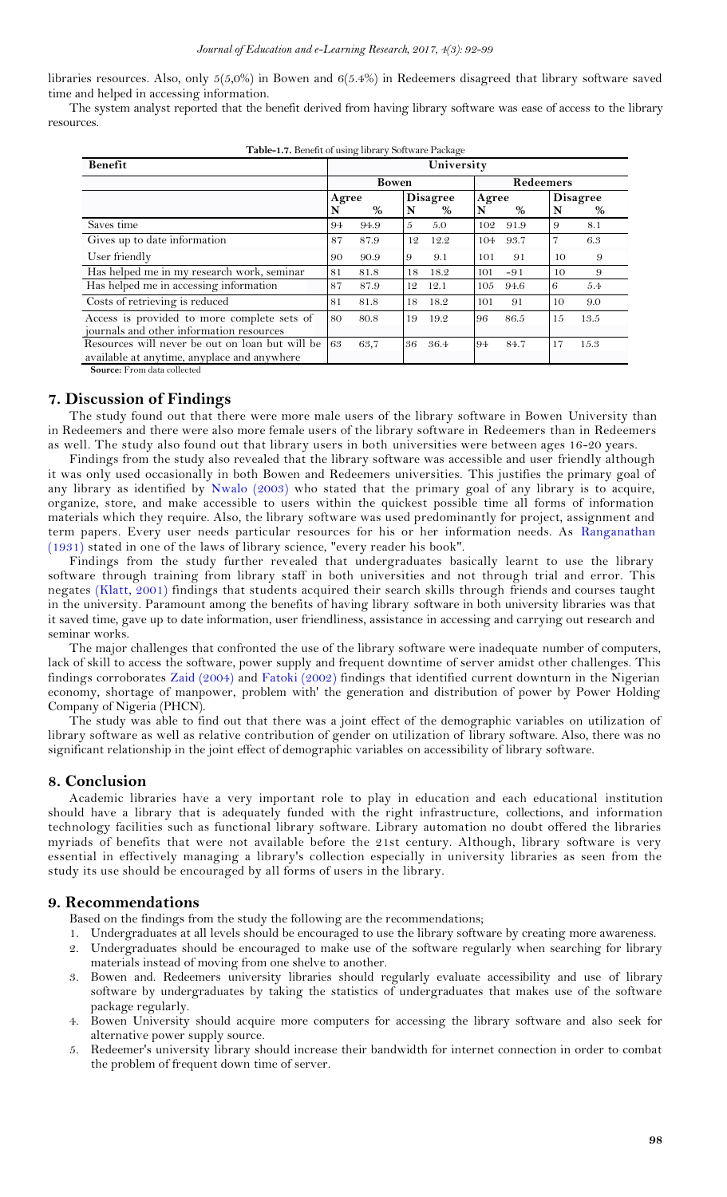libraries resources. Also, only 5(5,0%) in Bowen and 6(5.4%) in Redeemers disagreed that library software saved time and helped in accessing information.

The system analyst reported that the benefit derived from having library software was ease of access to the library resources.

**Table-1.7.** Benefit of using library Software Package

| Benefit | University | | | | | | | |
|---|---|---|---|---|---|---|---|---|
| | Bowen | | | | Redeemers | | | |
| | Agree | | Disagree | | Agree | | Disagree | |
| | N | % | N | % | N | % | N | % |
| Saves time | 94 | 94.9 | 5 | 5.0 | 102 | 91.9 | 9 | 8.1 |
| Gives up to date information | 87 | 87.9 | 12 | 12.2 | 104 | 93.7 | 7 | 6.3 |
| User friendly | 90 | 90.9 | 9 | 9.1 | 101 | 91 | 10 | 9 |
| Has helped me in my research work, seminar | 81 | 81.8 | 18 | 18.2 | 101 | -91 | 10 | 9 |
| Has helped me in accessing information | 87 | 87.9 | 12 | 12.1 | 105 | 94.6 | 6 | 5.4 |
| Costs of retrieving is reduced | 81 | 81.8 | 18 | 18.2 | 101 | 91 | 10 | 9.0 |
| Access is provided to more complete sets of journals and other information resources | 80 | 80.8 | 19 | 19.2 | 96 | 86.5 | 15 | 13.5 |
| Resources will never be out on loan but will be available at anytime, anyplace and anywhere | 63 | 63,7 | 36 | 36.4 | 94 | 84.7 | 17 | 15.3 |

**Source:** From data collected

## 7. Discussion of Findings

The study found out that there were more male users of the library software in Bowen University than in Redeemers and there were also more female users of the library software in Redeemers than in Redeemers as well. The study also found out that library users in both universities were between ages 16-20 years.

Findings from the study also revealed that the library software was accessible and user friendly although it was only used occasionally in both Bowen and Redeemers universities. This justifies the primary goal of any library as identified by Nwalo (2003) who stated that the primary goal of any library is to acquire, organize, store, and make accessible to users within the quickest possible time all forms of information materials which they require. Also, the library software was used predominantly for project, assignment and term papers. Every user needs particular resources for his or her information needs. As Ranganathan (1931) stated in one of the laws of library science, "every reader his book".

Findings from the study further revealed that undergraduates basically learnt to use the library software through training from library staff in both universities and not through trial and error. This negates (Klatt, 2001) findings that students acquired their search skills through friends and courses taught in the university. Paramount among the benefits of having library software in both university libraries was that it saved time, gave up to date information, user friendliness, assistance in accessing and carrying out research and seminar works.

The major challenges that confronted the use of the library software were inadequate number of computers, lack of skill to access the software, power supply and frequent downtime of server amidst other challenges. This findings corroborates Zaid (2004) and Fatoki (2002) findings that identified current downturn in the Nigerian economy, shortage of manpower, problem with' the generation and distribution of power by Power Holding Company of Nigeria (PHCN).

The study was able to find out that there was a joint effect of the demographic variables on utilization of library software as well as relative contribution of gender on utilization of library software. Also, there was no significant relationship in the joint effect of demographic variables on accessibility of library software.

## 8. Conclusion

Academic libraries have a very important role to play in education and each educational institution should have a library that is adequately funded with the right infrastructure, collections, and information technology facilities such as functional library software. Library automation no doubt offered the libraries myriads of benefits that were not available before the 21st century. Although, library software is very essential in effectively managing a library's collection especially in university libraries as seen from the study its use should be encouraged by all forms of users in the library.

## 9. Recommendations

Based on the findings from the study the following are the recommendations;

1. Undergraduates at all levels should be encouraged to use the library software by creating more awareness.
2. Undergraduates should be encouraged to make use of the software regularly when searching for library materials instead of moving from one shelve to another.
3. Bowen and. Redeemers university libraries should regularly evaluate accessibility and use of library software by undergraduates by taking the statistics of undergraduates that makes use of the software package regularly.
4. Bowen University should acquire more computers for accessing the library software and also seek for alternative power supply source.
5. Redeemer's university library should increase their bandwidth for internet connection in order to combat the problem of frequent down time of server.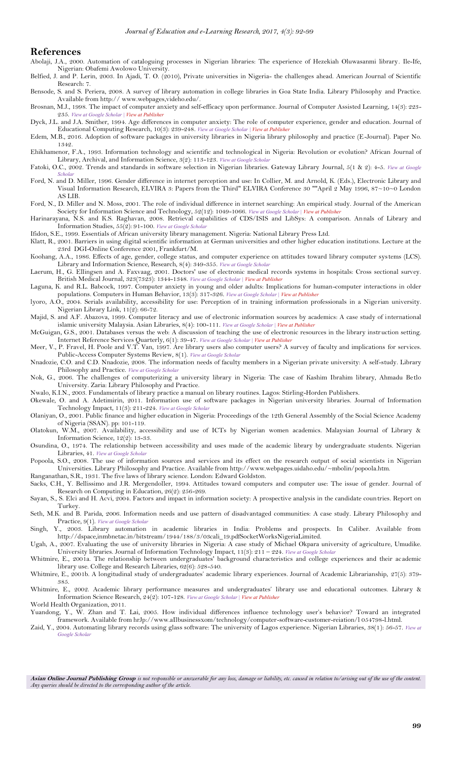## References

Abolaji, J.A., 2000. Automation of cataloguing processes in Nigerian libraries: The experience of Hezekiah Oluwasanmi library. Ile-Ife, Nigerian: Obafemi Awolowo University.

Belfied, J. and P. Lerin, 2003. In Ajadi, T. O. (2010), Private universities in Nigeria- the challenges ahead. American Journal of Scientific Research: 7.

Bensode, S. and S. Periera, 2008. A survey of library automation in college libraries in Goa State India. Library Philosophy and Practice. Available from http:// www.webpages,videho.edu/.

Brosnan, M.J., 1998. The impact of computer anxiety and self-efficacy upon performance. Journal of Computer Assisted Learning, 14(3): 223-235. View at Google Scholar | View at Publisher

Dyck, J.L. and J.A. Smither, 1994. Age differences in computer anxiety: The role of computer experience, gender and education. Journal of Educational Computing Research, 10(3): 239-248. View at Google Scholar | View at Publisher

Edem, M.B., 2016. Adoption of software packages in university libraries in Nigeria library philosophy and practice (E-Journal). Paper No. 1342.

Ehikhamenor, F.A., 1993. Information technology and scientific and technological in Nigeria: Revolution or evolution? African Journal of Library, Archival, and Information Science, 3(2): 113-123. View at Google Scholar

Fatoki, O.C., 2002. Trends and standards in software selection in Nigerian libraries. Gateway Library Journal, 5(1 & 2): 4-5. View at Google Scholar

Ford, N. and D. Miller, 1996. Gender difference in internet perception and use: In Collier, M. and Arnold, K. (Eds.), Electronic Library and Visual Information Research, ELVIRA 3: Papers from the Third" ELVIRA Conference 30 ""April 2 May 1996, 87~10~0 London AS LIB.

Ford, N., D. Miller and N. Moss, 2001. The role of individual difference in internet searching: An empirical study. Journal of the American Society for Information Science and Technology, 52(12): 1049-1066. View at Google Scholar | View at Publisher

Harinarayana, N.S. and K.S. Raghavan, 2008. Retrieval capabilities of CDS/ISIS and LibSys: A comparison. Annals of Library and Information Studies, 55(2): 91-100. View at Google Scholar

Ifidon, S.E., 1999. Essentials of African university library management. Nigeria: National Library Press Ltd.

Klatt, R., 2001. Barriers in using digital scientific information at German universities and other higher education institutions. Lecture at the 23rd DGI-Online Conference 2001, Frankfurt/M.

Koohang, A.A., 1986. Effects of age, gender, college status, and computer experience on attitudes toward library computer systems (LCS). Library and Information Science, Research, 8(4): 349-355. View at Google Scholar

Laerum, H., G. Ellingsen and A. Faxvaag, 2001. Doctors' use of electronic medical records systems in hospitals: Cross sectional survey. British Medical Journal, 323(7323): 1344-1348. View at Google Scholar | View at Publisher

Laguna, K. and R.L. Babcock, 1997. Computer anxiety in young and older adults: Implications for human-computer interactions in older populations. Computers in Human Behavior, 13(3): 317-326. View at Google Scholar | View at Publisher

Iyoro, A.O., 2004. Serials availability, accessibility for use: Perception of in training information professionals in a Nigerian university. Nigerian Library Link, 11(2): 66-72.

Majid, S. and A.F. Abazova, 1999. Computer literacy and use of electronic information sources by academics: A case study of international islamic university Malaysia. Asian Libraries, 8(4): 100-111. View at Google Scholar | View at Publisher

McGuigan, G.S., 2001. Databases versus the web: A discussion of teaching the use of electronic resources in the library instruction setting. Internet Reference Services Quarterly, 6(1): 39-47. View at Google Scholar | View at Publisher

Meer, V., P. Fravel, H. Poole and V.T. Van, 1997. Are library users also computer users? A survey of faculty and implications for services. Public-Access Computer Systems Review, 8(1). View at Google Scholar

Nnadozie, C.O. and C.D. Nnadozie, 2008. The information needs of faculty members in a Nigerian private university: A self-study. Library Philosophy and Practice. View at Google Scholar

Nok, G., 2006. The challenges of computerizing a university library in Nigeria: The case of Kashim Ibrahim library, Ahmadu Betlo University. Zaria: Library Philosophy and Practice.

Nwalo, K.I.N., 2003. Fundamentals of library practice a manual on library routines. Lagos: Stirling-Horden Publishers.

Okewale, O. and A. Adetimirin, 2011. Information use of software packages in Nigerian university libraries. Journal of Information Technology Impact, 11(3): 211-224. View at Google Scholar

Olaniyan, O., 2001. Public finance and higher education in Nigeria: Proceedings of the 12th General Assembly of the Social Science Academy of Nigeria (SSAN). pp: 101-119.

Olatokun, W.M., 2007. Availability, accessibility and use of ICTs by Nigerian women academics. Malaysian Journal of Library & Information Science, 12(2): 13-33.

Osundina, O., 1974. The relationship between accessibility and uses made of the academic library by undergraduate students. Nigerian Libraries, 41. View at Google Scholar

Popoola, S.O., 2008. The use of information sources and services and its effect on the research output of social scientists in Nigerian Universities. Library Philosophy and Practice. Available from http://www.webpages.uidaho.edu/~mbolin/popoola.htm.

Ranganathan, S.R., 1931. The five laws of library science. London: Edward Goldston.

Sacks, C.H., Y. Bellissimo and J.R. Mergendoller, 1994. Attitudes toward computers and computer use: The issue of gender. Journal of Research on Computing in Education, 26(2): 256-269.

Sayan, S., S. Elci and H. Acvi, 2004. Factors and impact in information society: A prospective analysis in the candidate countries. Report on Turkey.

Seth, M.K. and B. Parida, 2006. Information needs and use pattern of disadvantaged communities: A case study. Library Philosophy and Practice, 9(1). View at Google Scholar

Singh, Y., 2003. Library automation in academic libraries in India: Problems and prospects. In Caliber. Available from http://dspace,inmbnetac.in/bitstream/1944/188/3/03cali_19.pdfSocketWorksNigeriaLimited.

Ugah, A., 2007. Evaluating the use of university libraries in Nigeria: A case study of Michael Okpara university of agriculture, Umudike. University libraries. Journal of Information Technology Impact, 11(3): 211 – 224. View at Google Scholar

Whitmire, E., 2001a. The relationship between undergraduates' background characteristics and college experiences and their academic library use. College and Research Libraries, 62(6): 528-540.

Whitmire, E., 2001b. A longitudinal study of undergraduates' academic library experiences. Journal of Academic Librarianship, 27(5): 379-385.

Whitmire, E., 2002. Academic library performance measures and undergraduates' library use and educational outcomes. Library & Information Science Research, 24(2): 107-128. View at Google Scholar | View at Publisher

World Health Organization, 2011.

Yuandong, Y., W. Zhan and T. Lai, 2005. How individual differences influence technology user's behavior? Toward an integrated framework. Available from hrJp://www.aIlbusinessxom/technology/computer-software-customer-reiation/l 054798-l.html.

Zaid, Y., 2004. Automating library records using glass software: The university of Lagos experience. Nigerian Libraries, 38(1): 56-57. View at Google Scholar

*Asian Online Journal Publishing Group is not responsible or answerable for any loss, damage or liability, etc. caused in relation to/arising out of the use of the content. Any queries should be directed to the corresponding author of the article.*